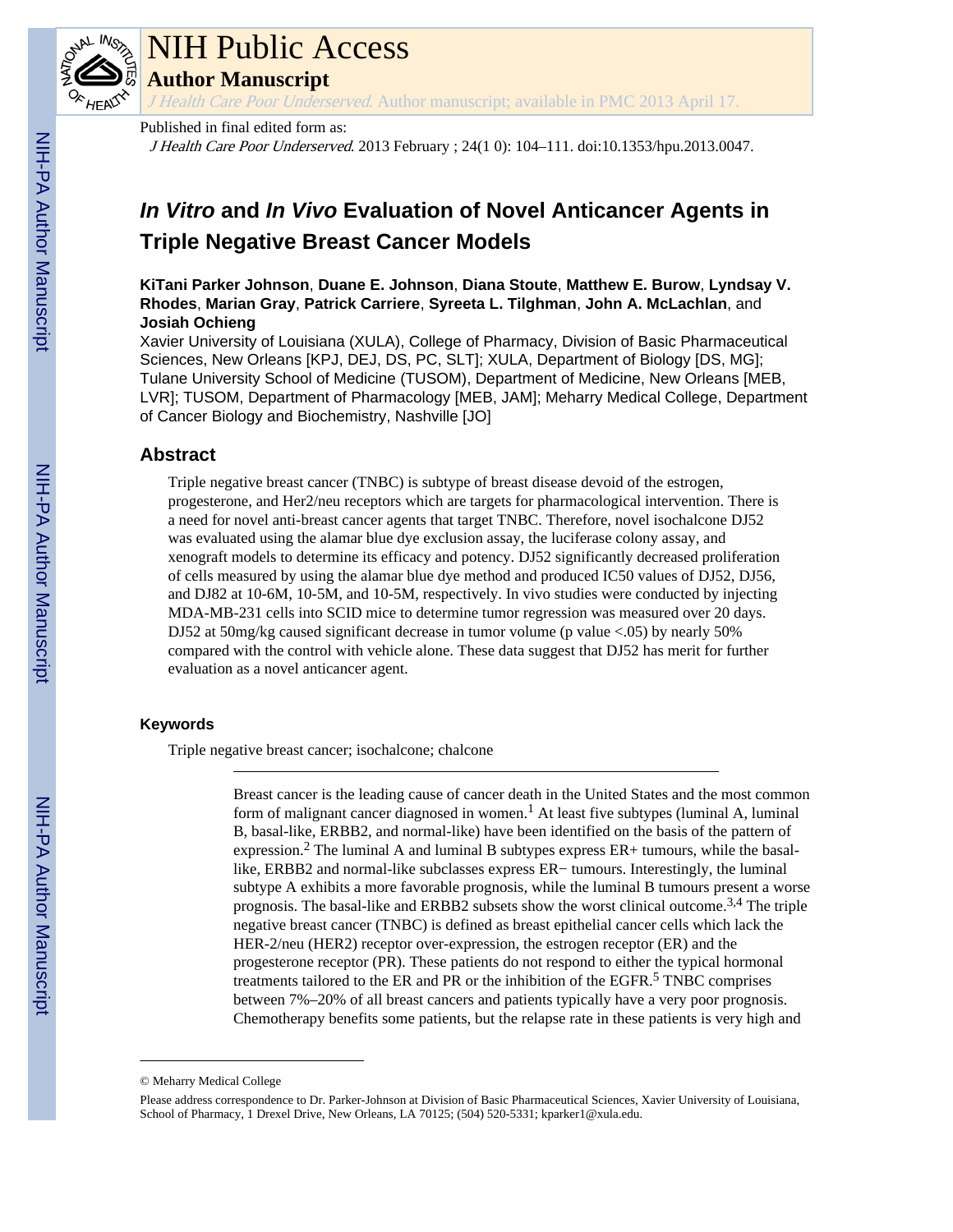NIH Public Access

Author Manuscript

*J Health Care Poor Underserved*. Author manuscript; available in PMC 2013 April 17.

Published in final edited form as:

*J Health Care Poor Underserved*. 2013 February ; 24(1 0): 104–111. doi:10.1353/hpu.2013.0047.

# *In Vitro* and *In Vivo* Evaluation of Novel Anticancer Agents in Triple Negative Breast Cancer Models

**KiTani Parker Johnson**, **Duane E. Johnson**, **Diana Stoute**, **Matthew E. Burow**, **Lyndsay V. Rhodes**, **Marian Gray**, **Patrick Carriere**, **Syreeta L. Tilghman**, **John A. McLachlan**, and **Josiah Ochieng**

Xavier University of Louisiana (XULA), College of Pharmacy, Division of Basic Pharmaceutical Sciences, New Orleans [KPJ, DEJ, DS, PC, SLT]; XULA, Department of Biology [DS, MG]; Tulane University School of Medicine (TUSOM), Department of Medicine, New Orleans [MEB, LVR]; TUSOM, Department of Pharmacology [MEB, JAM]; Meharry Medical College, Department of Cancer Biology and Biochemistry, Nashville [JO]

## Abstract

Triple negative breast cancer (TNBC) is subtype of breast disease devoid of the estrogen, progesterone, and Her2/neu receptors which are targets for pharmacological intervention. There is a need for novel anti-breast cancer agents that target TNBC. Therefore, novel isochalcone DJ52 was evaluated using the alamar blue dye exclusion assay, the luciferase colony assay, and xenograft models to determine its efficacy and potency. DJ52 significantly decreased proliferation of cells measured by using the alamar blue dye method and produced IC50 values of DJ52, DJ56, and DJ82 at 10-6M, 10-5M, and 10-5M, respectively. In vivo studies were conducted by injecting MDA-MB-231 cells into SCID mice to determine tumor regression was measured over 20 days. DJ52 at 50mg/kg caused significant decrease in tumor volume (p value <.05) by nearly 50% compared with the control with vehicle alone. These data suggest that DJ52 has merit for further evaluation as a novel anticancer agent.

### Keywords

Triple negative breast cancer; isochalcone; chalcone

---

Breast cancer is the leading cause of cancer death in the United States and the most common form of malignant cancer diagnosed in women.[1] At least five subtypes (luminal A, luminal B, basal-like, ERBB2, and normal-like) have been identified on the basis of the pattern of expression.[2] The luminal A and luminal B subtypes express ER+ tumours, while the basal-like, ERBB2 and normal-like subclasses express ER− tumours. Interestingly, the luminal subtype A exhibits a more favorable prognosis, while the luminal B tumours present a worse prognosis. The basal-like and ERBB2 subsets show the worst clinical outcome.[3,4] The triple negative breast cancer (TNBC) is defined as breast epithelial cancer cells which lack the HER-2/neu (HER2) receptor over-expression, the estrogen receptor (ER) and the progesterone receptor (PR). These patients do not respond to either the typical hormonal treatments tailored to the ER and PR or the inhibition of the EGFR.[5] TNBC comprises between 7%–20% of all breast cancers and patients typically have a very poor prognosis. Chemotherapy benefits some patients, but the relapse rate in these patients is very high and

---

© Meharry Medical College

Please address correspondence to Dr. Parker-Johnson at Division of Basic Pharmaceutical Sciences, Xavier University of Louisiana, School of Pharmacy, 1 Drexel Drive, New Orleans, LA 70125; (504) 520-5331; kparker1@xula.edu.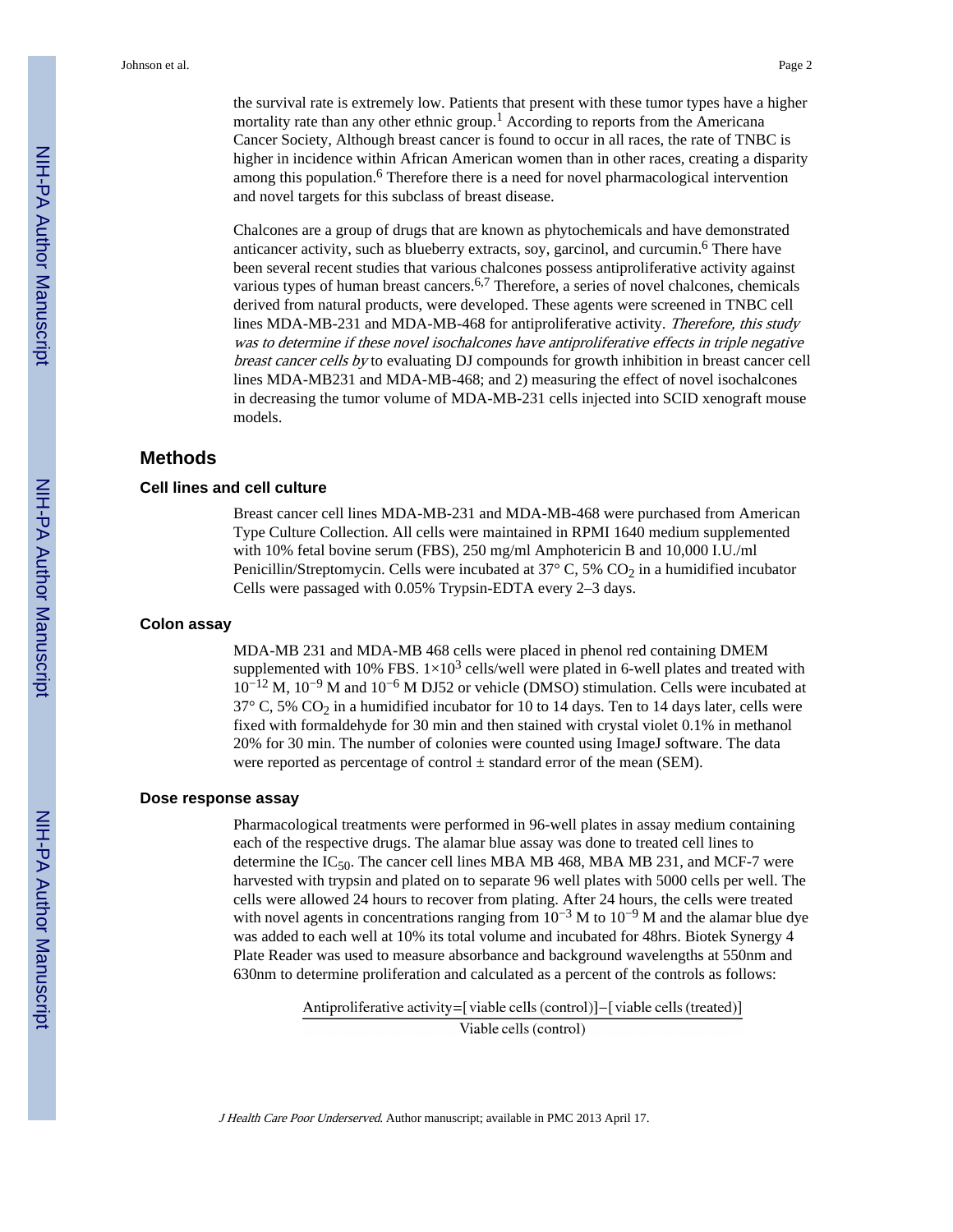the survival rate is extremely low. Patients that present with these tumor types have a higher mortality rate than any other ethnic group.[1] According to reports from the Americana Cancer Society, Although breast cancer is found to occur in all races, the rate of TNBC is higher in incidence within African American women than in other races, creating a disparity among this population.[6] Therefore there is a need for novel pharmacological intervention and novel targets for this subclass of breast disease.

Chalcones are a group of drugs that are known as phytochemicals and have demonstrated anticancer activity, such as blueberry extracts, soy, garcinol, and curcumin.[6] There have been several recent studies that various chalcones possess antiproliferative activity against various types of human breast cancers.[6,7] Therefore, a series of novel chalcones, chemicals derived from natural products, were developed. These agents were screened in TNBC cell lines MDA-MB-231 and MDA-MB-468 for antiproliferative activity. *Therefore, this study was to determine if these novel isochalcones have antiproliferative effects in triple negative breast cancer cells by* to evaluating DJ compounds for growth inhibition in breast cancer cell lines MDA-MB231 and MDA-MB-468; and 2) measuring the effect of novel isochalcones in decreasing the tumor volume of MDA-MB-231 cells injected into SCID xenograft mouse models.

## Methods

### Cell lines and cell culture

Breast cancer cell lines MDA-MB-231 and MDA-MB-468 were purchased from American Type Culture Collection. All cells were maintained in RPMI 1640 medium supplemented with 10% fetal bovine serum (FBS), 250 mg/ml Amphotericin B and 10,000 I.U./ml Penicillin/Streptomycin. Cells were incubated at 37° C, 5% $CO_2$ in a humidified incubator Cells were passaged with 0.05% Trypsin-EDTA every 2–3 days.

### Colon assay

MDA-MB 231 and MDA-MB 468 cells were placed in phenol red containing DMEM supplemented with 10% FBS. $1\times10^3$ cells/well were plated in 6-well plates and treated with $10^{-12}$ M, $10^{-9}$ M and $10^{-6}$ M DJ52 or vehicle (DMSO) stimulation. Cells were incubated at 37° C, 5% $CO_2$ in a humidified incubator for 10 to 14 days. Ten to 14 days later, cells were fixed with formaldehyde for 30 min and then stained with crystal violet 0.1% in methanol 20% for 30 min. The number of colonies were counted using ImageJ software. The data were reported as percentage of control ± standard error of the mean (SEM).

### Dose response assay

Pharmacological treatments were performed in 96-well plates in assay medium containing each of the respective drugs. The alamar blue assay was done to treated cell lines to determine the $IC_{50}$. The cancer cell lines MBA MB 468, MBA MB 231, and MCF-7 were harvested with trypsin and plated on to separate 96 well plates with 5000 cells per well. The cells were allowed 24 hours to recover from plating. After 24 hours, the cells were treated with novel agents in concentrations ranging from $10^{-3}$ M to $10^{-9}$ M and the alamar blue dye was added to each well at 10% its total volume and incubated for 48hrs. Biotek Synergy 4 Plate Reader was used to measure absorbance and background wavelengths at 550nm and 630nm to determine proliferation and calculated as a percent of the controls as follows:

$$\text{Antiproliferative activity}=\frac{[\text{viable cells (control)}]-[\text{viable cells (treated)}]}{\text{Viable cells (control)}}$$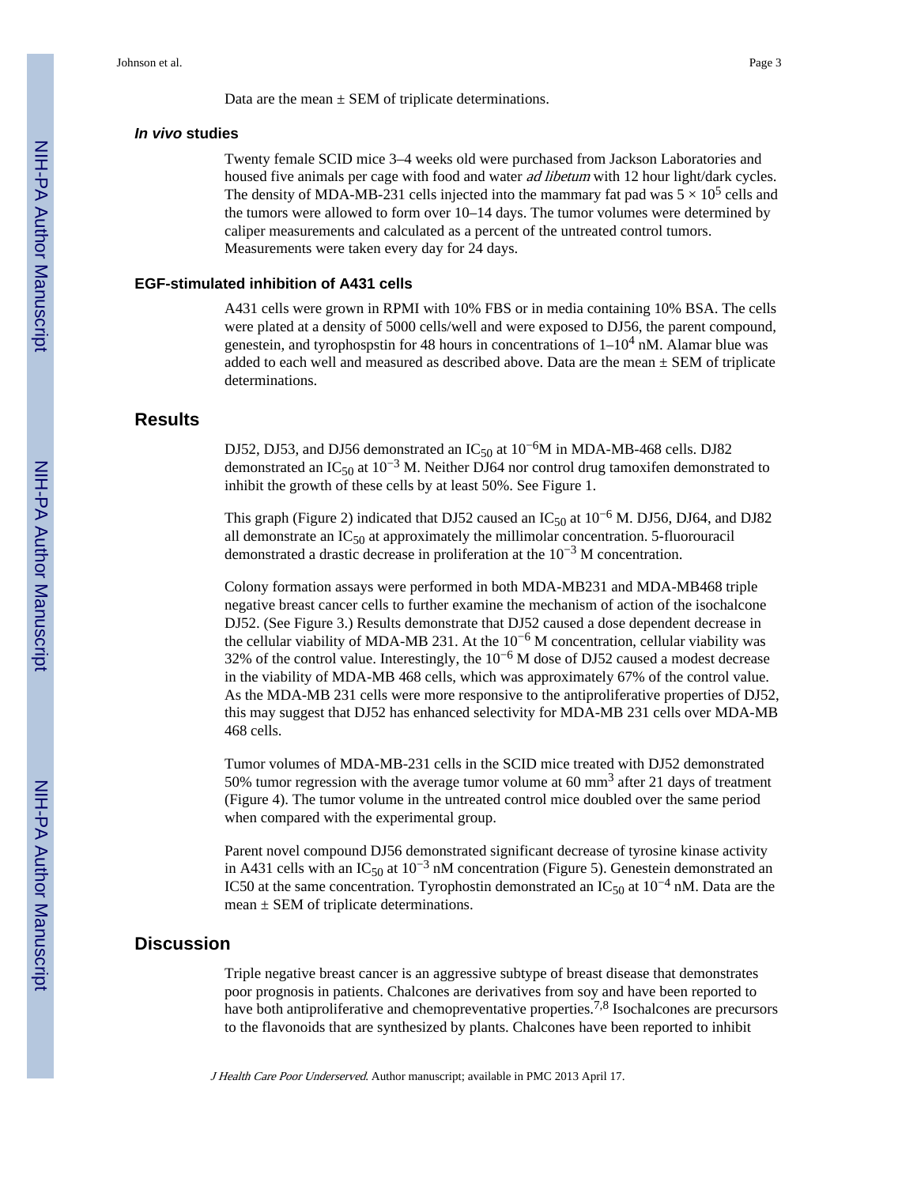Data are the mean ± SEM of triplicate determinations.

### *In vivo* studies

Twenty female SCID mice 3–4 weeks old were purchased from Jackson Laboratories and housed five animals per cage with food and water *ad libetum* with 12 hour light/dark cycles. The density of MDA-MB-231 cells injected into the mammary fat pad was $5 \times 10^5$ cells and the tumors were allowed to form over 10–14 days. The tumor volumes were determined by caliper measurements and calculated as a percent of the untreated control tumors. Measurements were taken every day for 24 days.

### EGF-stimulated inhibition of A431 cells

A431 cells were grown in RPMI with 10% FBS or in media containing 10% BSA. The cells were plated at a density of 5000 cells/well and were exposed to DJ56, the parent compound, genestein, and tyrophospstin for 48 hours in concentrations of $1–10^4$ nM. Alamar blue was added to each well and measured as described above. Data are the mean ± SEM of triplicate determinations.

## Results

DJ52, DJ53, and DJ56 demonstrated an $IC_{50}$ at $10^{-6}$M in MDA-MB-468 cells. DJ82 demonstrated an $IC_{50}$ at $10^{-3}$ M. Neither DJ64 nor control drug tamoxifen demonstrated to inhibit the growth of these cells by at least 50%. See Figure 1.

This graph (Figure 2) indicated that DJ52 caused an $IC_{50}$ at $10^{-6}$ M. DJ56, DJ64, and DJ82 all demonstrate an $IC_{50}$ at approximately the millimolar concentration. 5-fluorouracil demonstrated a drastic decrease in proliferation at the $10^{-3}$ M concentration.

Colony formation assays were performed in both MDA-MB231 and MDA-MB468 triple negative breast cancer cells to further examine the mechanism of action of the isochalcone DJ52. (See Figure 3.) Results demonstrate that DJ52 caused a dose dependent decrease in the cellular viability of MDA-MB 231. At the $10^{-6}$ M concentration, cellular viability was 32% of the control value. Interestingly, the $10^{-6}$ M dose of DJ52 caused a modest decrease in the viability of MDA-MB 468 cells, which was approximately 67% of the control value. As the MDA-MB 231 cells were more responsive to the antiproliferative properties of DJ52, this may suggest that DJ52 has enhanced selectivity for MDA-MB 231 cells over MDA-MB 468 cells.

Tumor volumes of MDA-MB-231 cells in the SCID mice treated with DJ52 demonstrated 50% tumor regression with the average tumor volume at 60 $mm^3$ after 21 days of treatment (Figure 4). The tumor volume in the untreated control mice doubled over the same period when compared with the experimental group.

Parent novel compound DJ56 demonstrated significant decrease of tyrosine kinase activity in A431 cells with an $IC_{50}$ at $10^{-3}$ nM concentration (Figure 5). Genestein demonstrated an IC50 at the same concentration. Tyrophostin demonstrated an $IC_{50}$ at $10^{-4}$ nM. Data are the mean ± SEM of triplicate determinations.

## Discussion

Triple negative breast cancer is an aggressive subtype of breast disease that demonstrates poor prognosis in patients. Chalcones are derivatives from soy and have been reported to have both antiproliferative and chemopreventative properties.[7,8] Isochalcones are precursors to the flavonoids that are synthesized by plants. Chalcones have been reported to inhibit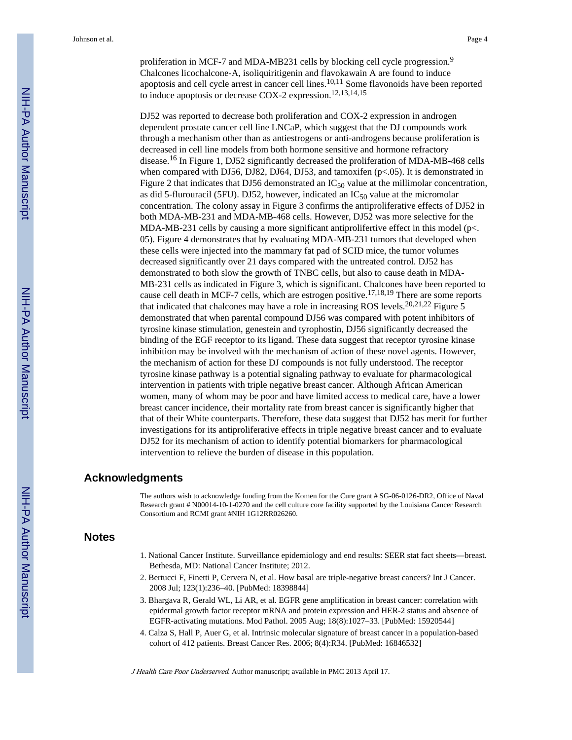proliferation in MCF-7 and MDA-MB231 cells by blocking cell cycle progression.[9] Chalcones licochalcone-A, isoliquiritigenin and flavokawain A are found to induce apoptosis and cell cycle arrest in cancer cell lines.[10,11] Some flavonoids have been reported to induce apoptosis or decrease COX-2 expression.[12,13,14,15]

DJ52 was reported to decrease both proliferation and COX-2 expression in androgen dependent prostate cancer cell line LNCaP, which suggest that the DJ compounds work through a mechanism other than as antiestrogens or anti-androgens because proliferation is decreased in cell line models from both hormone sensitive and hormone refractory disease.[16] In Figure 1, DJ52 significantly decreased the proliferation of MDA-MB-468 cells when compared with DJ56, DJ82, DJ64, DJ53, and tamoxifen ($p<.05$). It is demonstrated in Figure 2 that indicates that DJ56 demonstrated an $IC_{50}$ value at the millimolar concentration, as did 5-flurouracil (5FU). DJ52, however, indicated an $IC_{50}$ value at the micromolar concentration. The colony assay in Figure 3 confirms the antiproliferative effects of DJ52 in both MDA-MB-231 and MDA-MB-468 cells. However, DJ52 was more selective for the MDA-MB-231 cells by causing a more significant antiprolifertive effect in this model ($p<.05$). Figure 4 demonstrates that by evaluating MDA-MB-231 tumors that developed when these cells were injected into the mammary fat pad of SCID mice, the tumor volumes decreased significantly over 21 days compared with the untreated control. DJ52 has demonstrated to both slow the growth of TNBC cells, but also to cause death in MDA-MB-231 cells as indicated in Figure 3, which is significant. Chalcones have been reported to cause cell death in MCF-7 cells, which are estrogen positive.[17,18,19] There are some reports that indicated that chalcones may have a role in increasing ROS levels.[20,21,22] Figure 5 demonstrated that when parental compound DJ56 was compared with potent inhibitors of tyrosine kinase stimulation, genestein and tyrophostin, DJ56 significantly decreased the binding of the EGF receptor to its ligand. These data suggest that receptor tyrosine kinase inhibition may be involved with the mechanism of action of these novel agents. However, the mechanism of action for these DJ compounds is not fully understood. The receptor tyrosine kinase pathway is a potential signaling pathway to evaluate for pharmacological intervention in patients with triple negative breast cancer. Although African American women, many of whom may be poor and have limited access to medical care, have a lower breast cancer incidence, their mortality rate from breast cancer is significantly higher that that of their White counterparts. Therefore, these data suggest that DJ52 has merit for further investigations for its antiproliferative effects in triple negative breast cancer and to evaluate DJ52 for its mechanism of action to identify potential biomarkers for pharmacological intervention to relieve the burden of disease in this population.

## Acknowledgments

The authors wish to acknowledge funding from the Komen for the Cure grant # SG-06-0126-DR2, Office of Naval Research grant # N00014-10-1-0270 and the cell culture core facility supported by the Louisiana Cancer Research Consortium and RCMI grant #NIH 1G12RR026260.

## Notes

1. National Cancer Institute. Surveillance epidemiology and end results: SEER stat fact sheets—breast. Bethesda, MD: National Cancer Institute; 2012.
2. Bertucci F, Finetti P, Cervera N, et al. How basal are triple-negative breast cancers? Int J Cancer. 2008 Jul; 123(1):236–40. [PubMed: 18398844]
3. Bhargava R, Gerald WL, Li AR, et al. EGFR gene amplification in breast cancer: correlation with epidermal growth factor receptor mRNA and protein expression and HER-2 status and absence of EGFR-activating mutations. Mod Pathol. 2005 Aug; 18(8):1027–33. [PubMed: 15920544]
4. Calza S, Hall P, Auer G, et al. Intrinsic molecular signature of breast cancer in a population-based cohort of 412 patients. Breast Cancer Res. 2006; 8(4):R34. [PubMed: 16846532]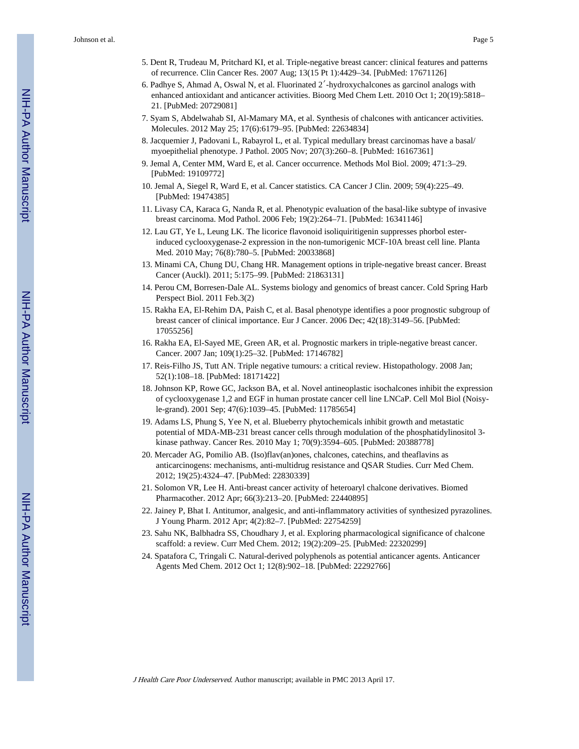5. Dent R, Trudeau M, Pritchard KI, et al. Triple-negative breast cancer: clinical features and patterns of recurrence. Clin Cancer Res. 2007 Aug; 13(15 Pt 1):4429–34. [PubMed: 17671126]
6. Padhye S, Ahmad A, Oswal N, et al. Fluorinated 2′-hydroxychalcones as garcinol analogs with enhanced antioxidant and anticancer activities. Bioorg Med Chem Lett. 2010 Oct 1; 20(19):5818–21. [PubMed: 20729081]
7. Syam S, Abdelwahab SI, Al-Mamary MA, et al. Synthesis of chalcones with anticancer activities. Molecules. 2012 May 25; 17(6):6179–95. [PubMed: 22634834]
8. Jacquemier J, Padovani L, Rabayrol L, et al. Typical medullary breast carcinomas have a basal/myoepithelial phenotype. J Pathol. 2005 Nov; 207(3):260–8. [PubMed: 16167361]
9. Jemal A, Center MM, Ward E, et al. Cancer occurrence. Methods Mol Biol. 2009; 471:3–29. [PubMed: 19109772]
10. Jemal A, Siegel R, Ward E, et al. Cancer statistics. CA Cancer J Clin. 2009; 59(4):225–49. [PubMed: 19474385]
11. Livasy CA, Karaca G, Nanda R, et al. Phenotypic evaluation of the basal-like subtype of invasive breast carcinoma. Mod Pathol. 2006 Feb; 19(2):264–71. [PubMed: 16341146]
12. Lau GT, Ye L, Leung LK. The licorice flavonoid isoliquiritigenin suppresses phorbol ester-induced cyclooxygenase-2 expression in the non-tumorigenic MCF-10A breast cell line. Planta Med. 2010 May; 76(8):780–5. [PubMed: 20033868]
13. Minami CA, Chung DU, Chang HR. Management options in triple-negative breast cancer. Breast Cancer (Auckl). 2011; 5:175–99. [PubMed: 21863131]
14. Perou CM, Borresen-Dale AL. Systems biology and genomics of breast cancer. Cold Spring Harb Perspect Biol. 2011 Feb.3(2)
15. Rakha EA, El-Rehim DA, Paish C, et al. Basal phenotype identifies a poor prognostic subgroup of breast cancer of clinical importance. Eur J Cancer. 2006 Dec; 42(18):3149–56. [PubMed: 17055256]
16. Rakha EA, El-Sayed ME, Green AR, et al. Prognostic markers in triple-negative breast cancer. Cancer. 2007 Jan; 109(1):25–32. [PubMed: 17146782]
17. Reis-Filho JS, Tutt AN. Triple negative tumours: a critical review. Histopathology. 2008 Jan; 52(1):108–18. [PubMed: 18171422]
18. Johnson KP, Rowe GC, Jackson BA, et al. Novel antineoplastic isochalcones inhibit the expression of cyclooxygenase 1,2 and EGF in human prostate cancer cell line LNCaP. Cell Mol Biol (Noisy-le-grand). 2001 Sep; 47(6):1039–45. [PubMed: 11785654]
19. Adams LS, Phung S, Yee N, et al. Blueberry phytochemicals inhibit growth and metastatic potential of MDA-MB-231 breast cancer cells through modulation of the phosphatidylinositol 3-kinase pathway. Cancer Res. 2010 May 1; 70(9):3594–605. [PubMed: 20388778]
20. Mercader AG, Pomilio AB. (Iso)flav(an)ones, chalcones, catechins, and theaflavins as anticarcinogens: mechanisms, anti-multidrug resistance and QSAR Studies. Curr Med Chem. 2012; 19(25):4324–47. [PubMed: 22830339]
21. Solomon VR, Lee H. Anti-breast cancer activity of heteroaryl chalcone derivatives. Biomed Pharmacother. 2012 Apr; 66(3):213–20. [PubMed: 22440895]
22. Jainey P, Bhat I. Antitumor, analgesic, and anti-inflammatory activities of synthesized pyrazolines. J Young Pharm. 2012 Apr; 4(2):82–7. [PubMed: 22754259]
23. Sahu NK, Balbhadra SS, Choudhary J, et al. Exploring pharmacological significance of chalcone scaffold: a review. Curr Med Chem. 2012; 19(2):209–25. [PubMed: 22320299]
24. Spatafora C, Tringali C. Natural-derived polyphenols as potential anticancer agents. Anticancer Agents Med Chem. 2012 Oct 1; 12(8):902–18. [PubMed: 22292766]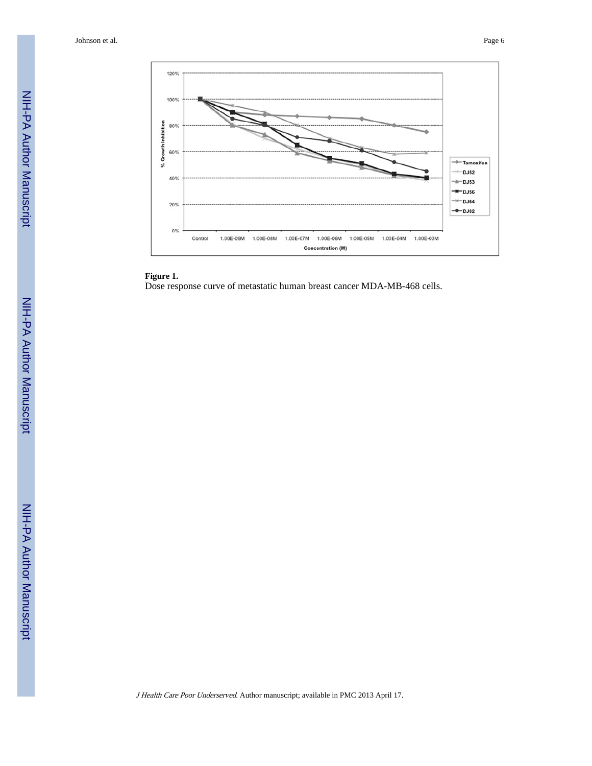**Figure 1.**

Dose response curve of metastatic human breast cancer MDA-MB-468 cells.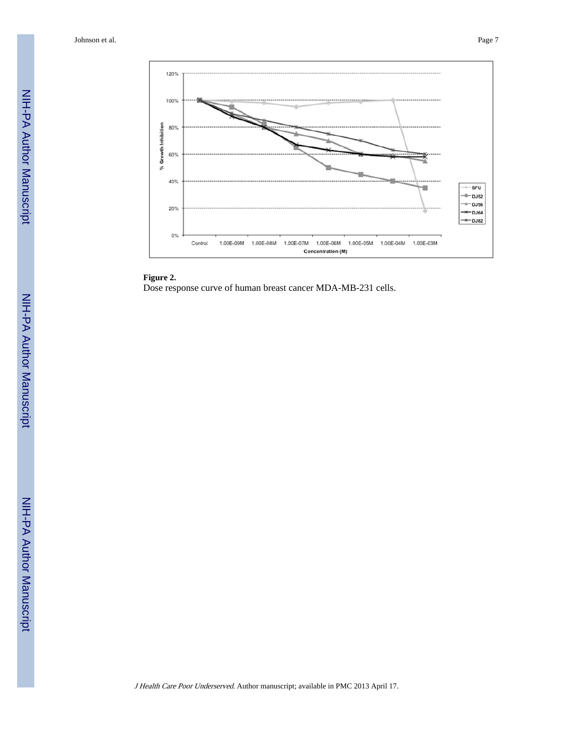**Figure 2.**

Dose response curve of human breast cancer MDA-MB-231 cells.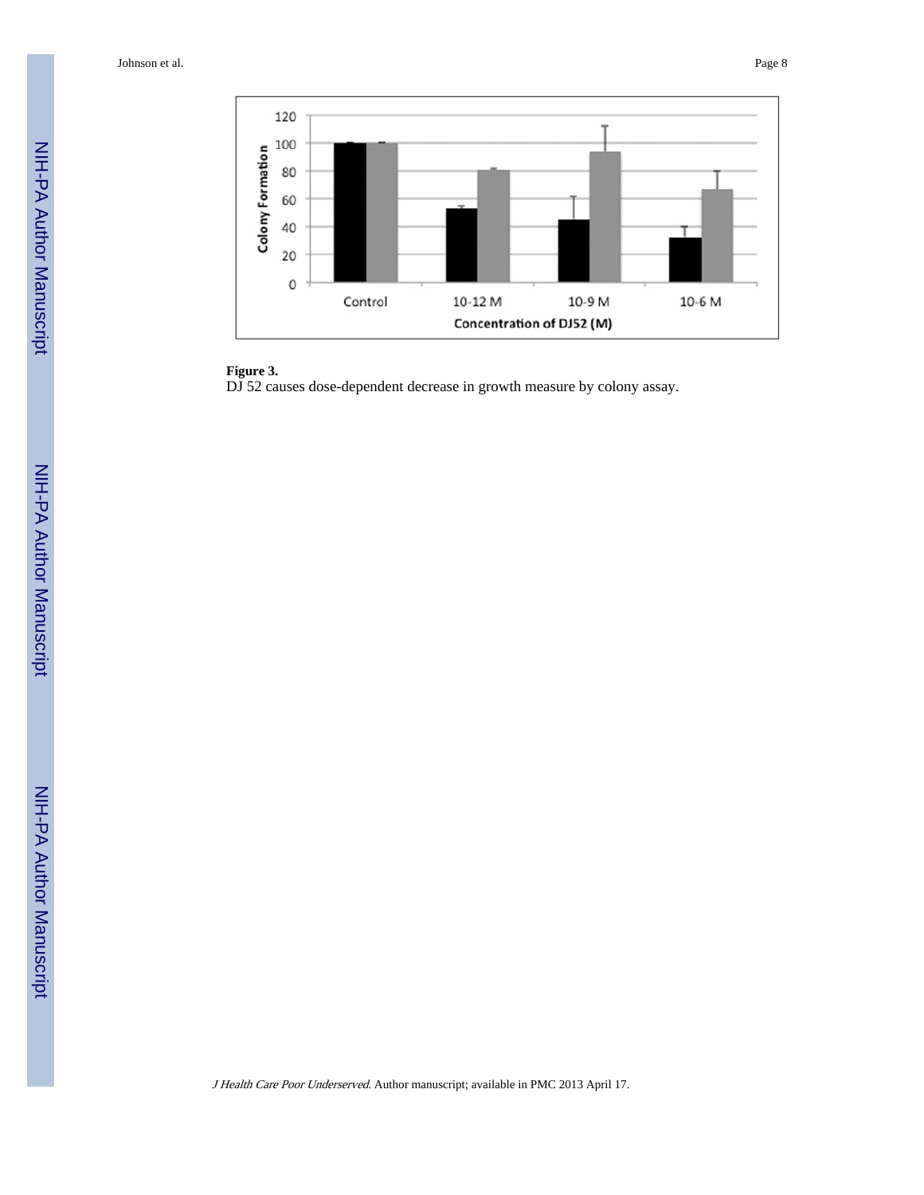**Figure 3.**

DJ 52 causes dose-dependent decrease in growth measure by colony assay.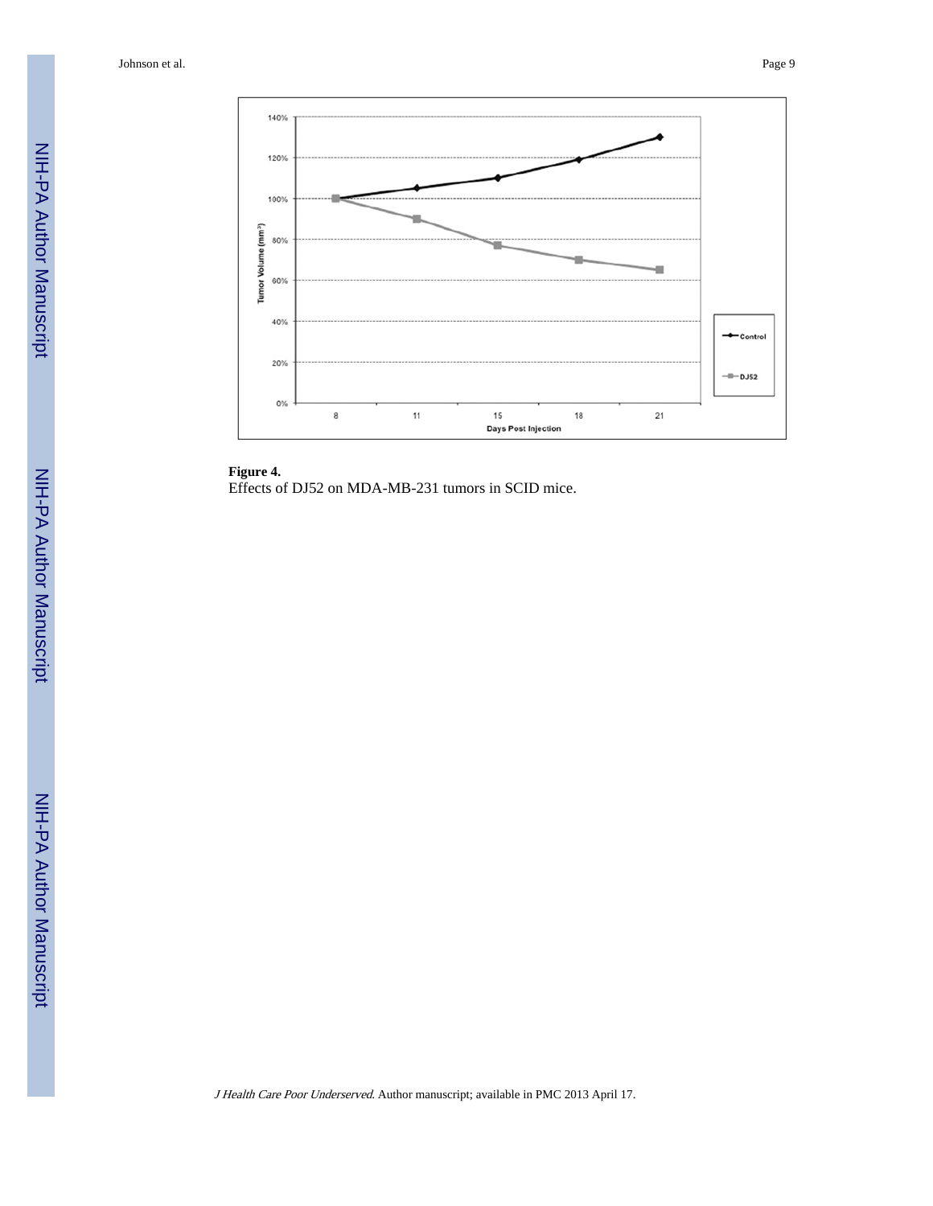**Figure 4.**

Effects of DJ52 on MDA-MB-231 tumors in SCID mice.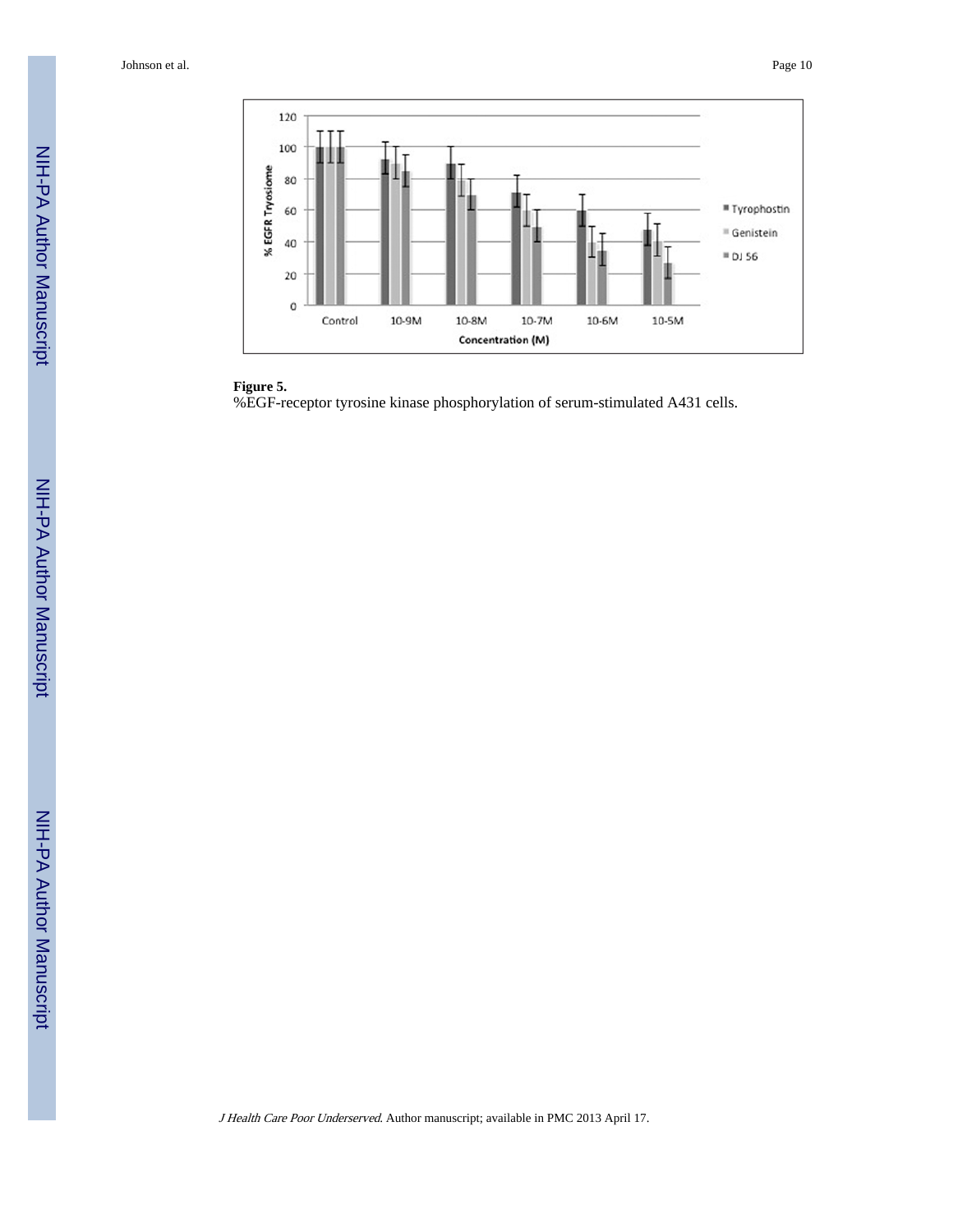120

100

80

60

40

20

0

% EGFR Tryosiome

Control

10-9M

10-8M

10-7M

10-6M

10-5M

Concentration (M)

Tyrophostin

Genistein

DJ 56

**Figure 5.**

%EGF-receptor tyrosine kinase phosphorylation of serum-stimulated A431 cells.